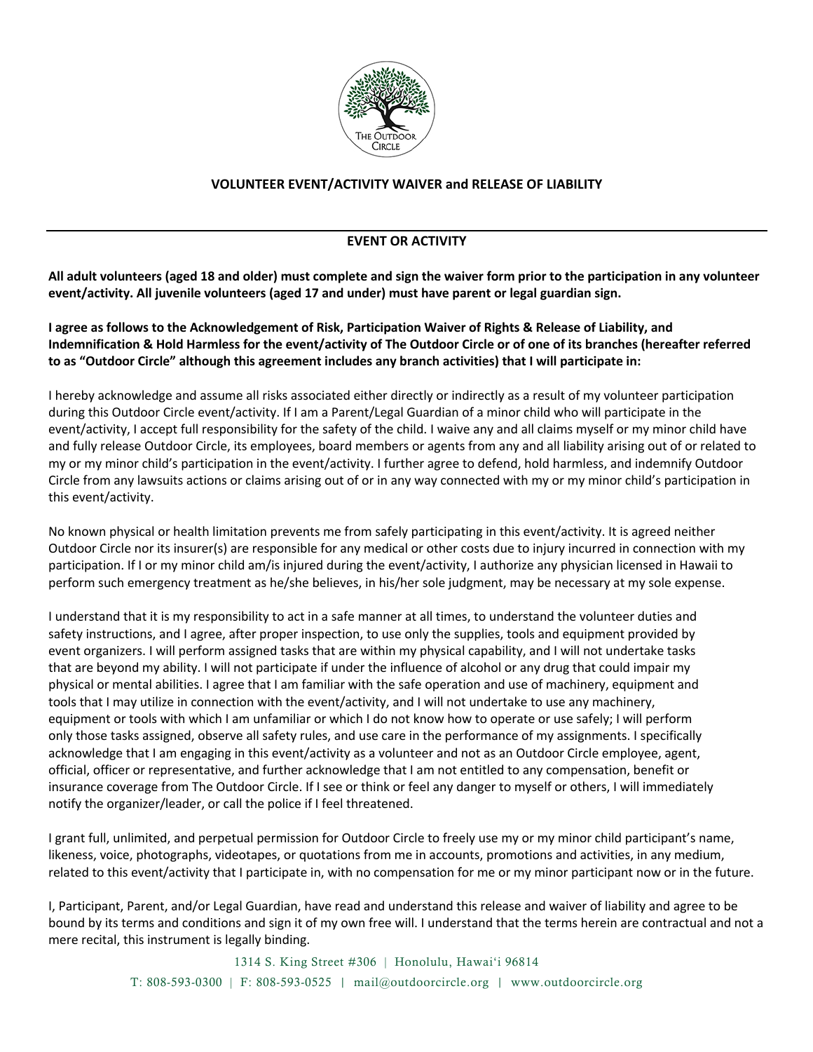# VOLUNTEER EVENT/ACTIVITY WAIVER and RELEASE OF LIABILITY

## EVENT OR ACTIVITY

**All adult volunteers (aged 18 and older) must complete and sign the waiver form prior to the participation in any volunteer event/activity. All juvenile volunteers (aged 17 and under) must have parent or legal guardian sign.**

**I agree as follows to the Acknowledgement of Risk, Participation Waiver of Rights & Release of Liability, and Indemnification & Hold Harmless for the event/activity of The Outdoor Circle or of one of its branches (hereafter referred to as "Outdoor Circle" although this agreement includes any branch activities) that I will participate in:**

I hereby acknowledge and assume all risks associated either directly or indirectly as a result of my volunteer participation during this Outdoor Circle event/activity. If I am a Parent/Legal Guardian of a minor child who will participate in the event/activity, I accept full responsibility for the safety of the child. I waive any and all claims myself or my minor child have and fully release Outdoor Circle, its employees, board members or agents from any and all liability arising out of or related to my or my minor child's participation in the event/activity. I further agree to defend, hold harmless, and indemnify Outdoor Circle from any lawsuits actions or claims arising out of or in any way connected with my or my minor child's participation in this event/activity.

No known physical or health limitation prevents me from safely participating in this event/activity. It is agreed neither Outdoor Circle nor its insurer(s) are responsible for any medical or other costs due to injury incurred in connection with my participation. If I or my minor child am/is injured during the event/activity, I authorize any physician licensed in Hawaii to perform such emergency treatment as he/she believes, in his/her sole judgment, may be necessary at my sole expense.

I understand that it is my responsibility to act in a safe manner at all times, to understand the volunteer duties and safety instructions, and I agree, after proper inspection, to use only the supplies, tools and equipment provided by event organizers. I will perform assigned tasks that are within my physical capability, and I will not undertake tasks that are beyond my ability. I will not participate if under the influence of alcohol or any drug that could impair my physical or mental abilities. I agree that I am familiar with the safe operation and use of machinery, equipment and tools that I may utilize in connection with the event/activity, and I will not undertake to use any machinery, equipment or tools with which I am unfamiliar or which I do not know how to operate or use safely; I will perform only those tasks assigned, observe all safety rules, and use care in the performance of my assignments. I specifically acknowledge that I am engaging in this event/activity as a volunteer and not as an Outdoor Circle employee, agent, official, officer or representative, and further acknowledge that I am not entitled to any compensation, benefit or insurance coverage from The Outdoor Circle. If I see or think or feel any danger to myself or others, I will immediately notify the organizer/leader, or call the police if I feel threatened.

I grant full, unlimited, and perpetual permission for Outdoor Circle to freely use my or my minor child participant's name, likeness, voice, photographs, videotapes, or quotations from me in accounts, promotions and activities, in any medium, related to this event/activity that I participate in, with no compensation for me or my minor participant now or in the future.

I, Participant, Parent, and/or Legal Guardian, have read and understand this release and waiver of liability and agree to be bound by its terms and conditions and sign it of my own free will. I understand that the terms herein are contractual and not a mere recital, this instrument is legally binding.

1314 S. King Street #306 | Honolulu, Hawaiʻi 96814
T: 808-593-0300 | F: 808-593-0525 | mail@outdoorcircle.org | www.outdoorcircle.org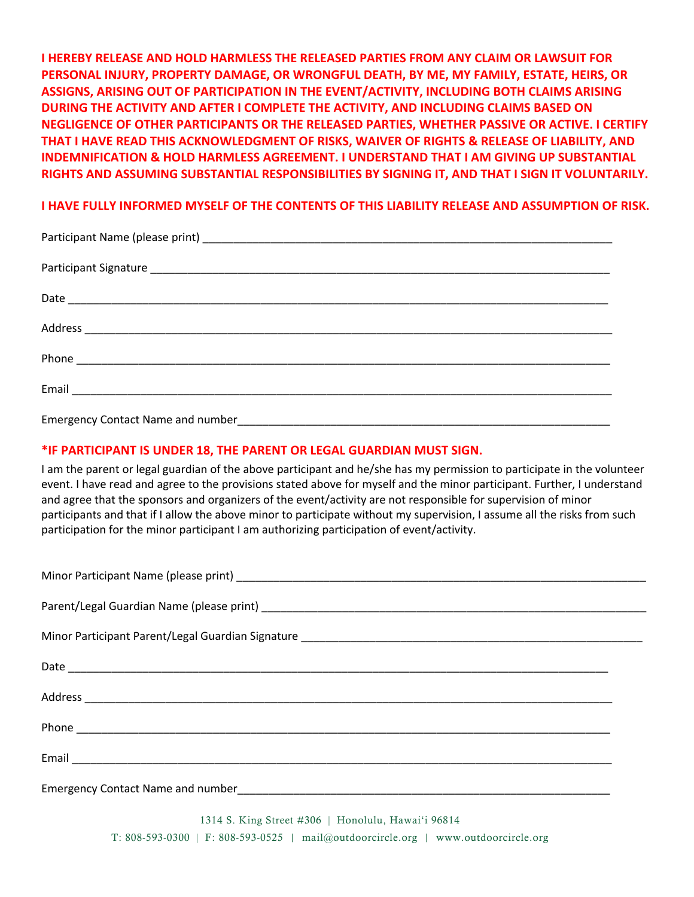**I HEREBY RELEASE AND HOLD HARMLESS THE RELEASED PARTIES FROM ANY CLAIM OR LAWSUIT FOR PERSONAL INJURY, PROPERTY DAMAGE, OR WRONGFUL DEATH, BY ME, MY FAMILY, ESTATE, HEIRS, OR ASSIGNS, ARISING OUT OF PARTICIPATION IN THE EVENT/ACTIVITY, INCLUDING BOTH CLAIMS ARISING DURING THE ACTIVITY AND AFTER I COMPLETE THE ACTIVITY, AND INCLUDING CLAIMS BASED ON NEGLIGENCE OF OTHER PARTICIPANTS OR THE RELEASED PARTIES, WHETHER PASSIVE OR ACTIVE. I CERTIFY THAT I HAVE READ THIS ACKNOWLEDGMENT OF RISKS, WAIVER OF RIGHTS & RELEASE OF LIABILITY, AND INDEMNIFICATION & HOLD HARMLESS AGREEMENT. I UNDERSTAND THAT I AM GIVING UP SUBSTANTIAL RIGHTS AND ASSUMING SUBSTANTIAL RESPONSIBILITIES BY SIGNING IT, AND THAT I SIGN IT VOLUNTARILY.**

**I HAVE FULLY INFORMED MYSELF OF THE CONTENTS OF THIS LIABILITY RELEASE AND ASSUMPTION OF RISK.**

Participant Name (please print) ______________________________________________

Participant Signature ______________________________________________

Date ______________________________________________

Address ______________________________________________

Phone ______________________________________________

Email ______________________________________________

Emergency Contact Name and number______________________________________________

**\*IF PARTICIPANT IS UNDER 18, THE PARENT OR LEGAL GUARDIAN MUST SIGN.**

I am the parent or legal guardian of the above participant and he/she has my permission to participate in the volunteer event. I have read and agree to the provisions stated above for myself and the minor participant. Further, I understand and agree that the sponsors and organizers of the event/activity are not responsible for supervision of minor participants and that if I allow the above minor to participate without my supervision, I assume all the risks from such participation for the minor participant I am authorizing participation of event/activity.

Minor Participant Name (please print) ______________________________________________

Parent/Legal Guardian Name (please print) ______________________________________________

Minor Participant Parent/Legal Guardian Signature ______________________________________________

Date ______________________________________________

Address ______________________________________________

Phone ______________________________________________

Email ______________________________________________

Emergency Contact Name and number______________________________________________

1314 S. King Street #306 | Honolulu, Hawai'i 96814

T: 808-593-0300 | F: 808-593-0525 | mail@outdoorcircle.org | www.outdoorcircle.org